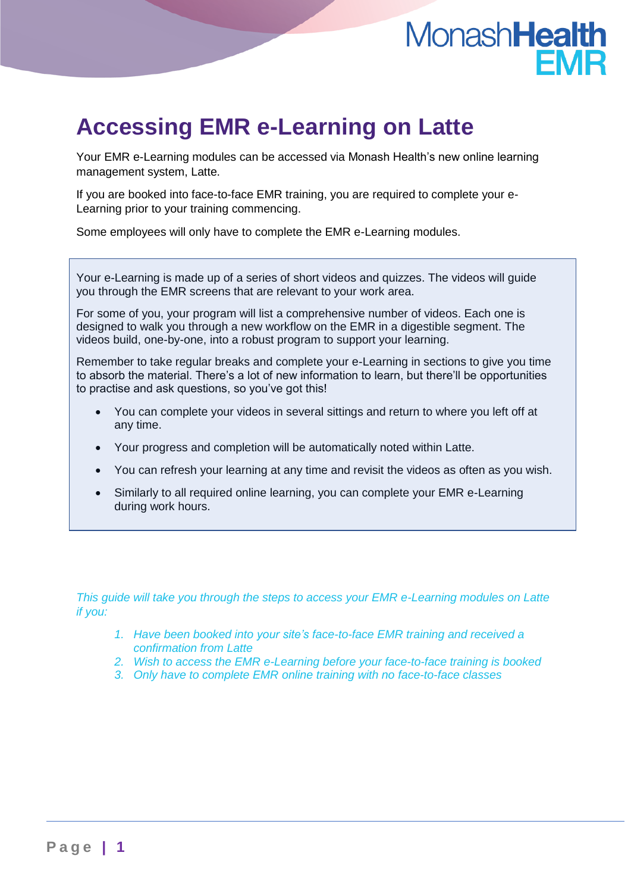# Accessing EMR e-Learning on Latte

Your EMR e-Learning modules can be accessed via Monash Health's new online learning management system, Latte.

If you are booked into face-to-face EMR training, you are required to complete your e-Learning prior to your training commencing.

Some employees will only have to complete the EMR e-Learning modules.

Your e-Learning is made up of a series of short videos and quizzes. The videos will guide you through the EMR screens that are relevant to your work area.

For some of you, your program will list a comprehensive number of videos. Each one is designed to walk you through a new workflow on the EMR in a digestible segment. The videos build, one-by-one, into a robust program to support your learning.

Remember to take regular breaks and complete your e-Learning in sections to give you time to absorb the material. There's a lot of new information to learn, but there'll be opportunities to practise and ask questions, so you've got this!

- You can complete your videos in several sittings and return to where you left off at any time.
- Your progress and completion will be automatically noted within Latte.
- You can refresh your learning at any time and revisit the videos as often as you wish.
- Similarly to all required online learning, you can complete your EMR e-Learning during work hours.

*This guide will take you through the steps to access your EMR e-Learning modules on Latte if you:*

1. *Have been booked into your site's face-to-face EMR training and received a confirmation from Latte*
2. *Wish to access the EMR e-Learning before your face-to-face training is booked*
3. *Only have to complete EMR online training with no face-to-face classes*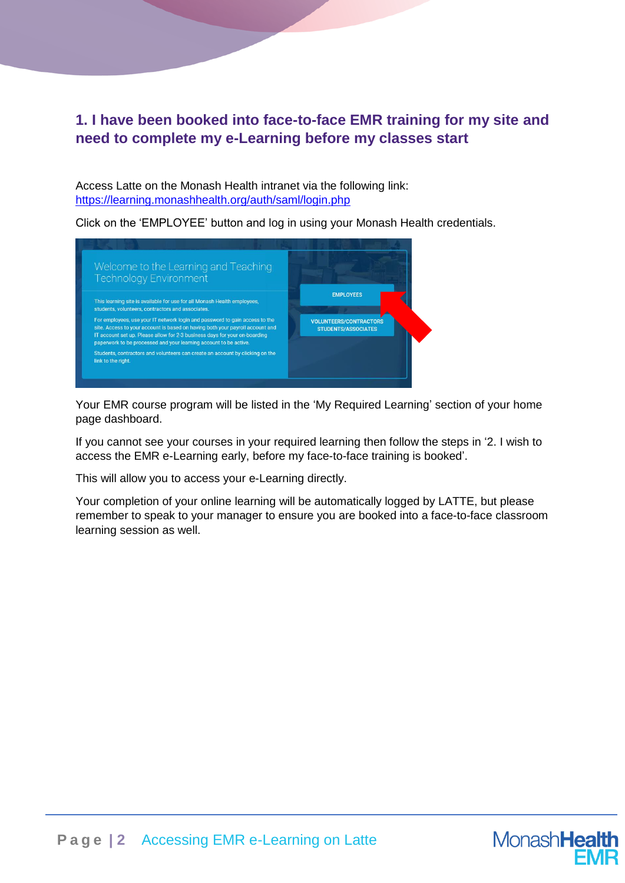## 1. I have been booked into face-to-face EMR training for my site and need to complete my e-Learning before my classes start

Access Latte on the Monash Health intranet via the following link: https://learning.monashhealth.org/auth/saml/login.php

Click on the 'EMPLOYEE' button and log in using your Monash Health credentials.

Your EMR course program will be listed in the 'My Required Learning' section of your home page dashboard.

If you cannot see your courses in your required learning then follow the steps in '2. I wish to access the EMR e-Learning early, before my face-to-face training is booked'.

This will allow you to access your e-Learning directly.

Your completion of your online learning will be automatically logged by LATTE, but please remember to speak to your manager to ensure you are booked into a face-to-face classroom learning session as well.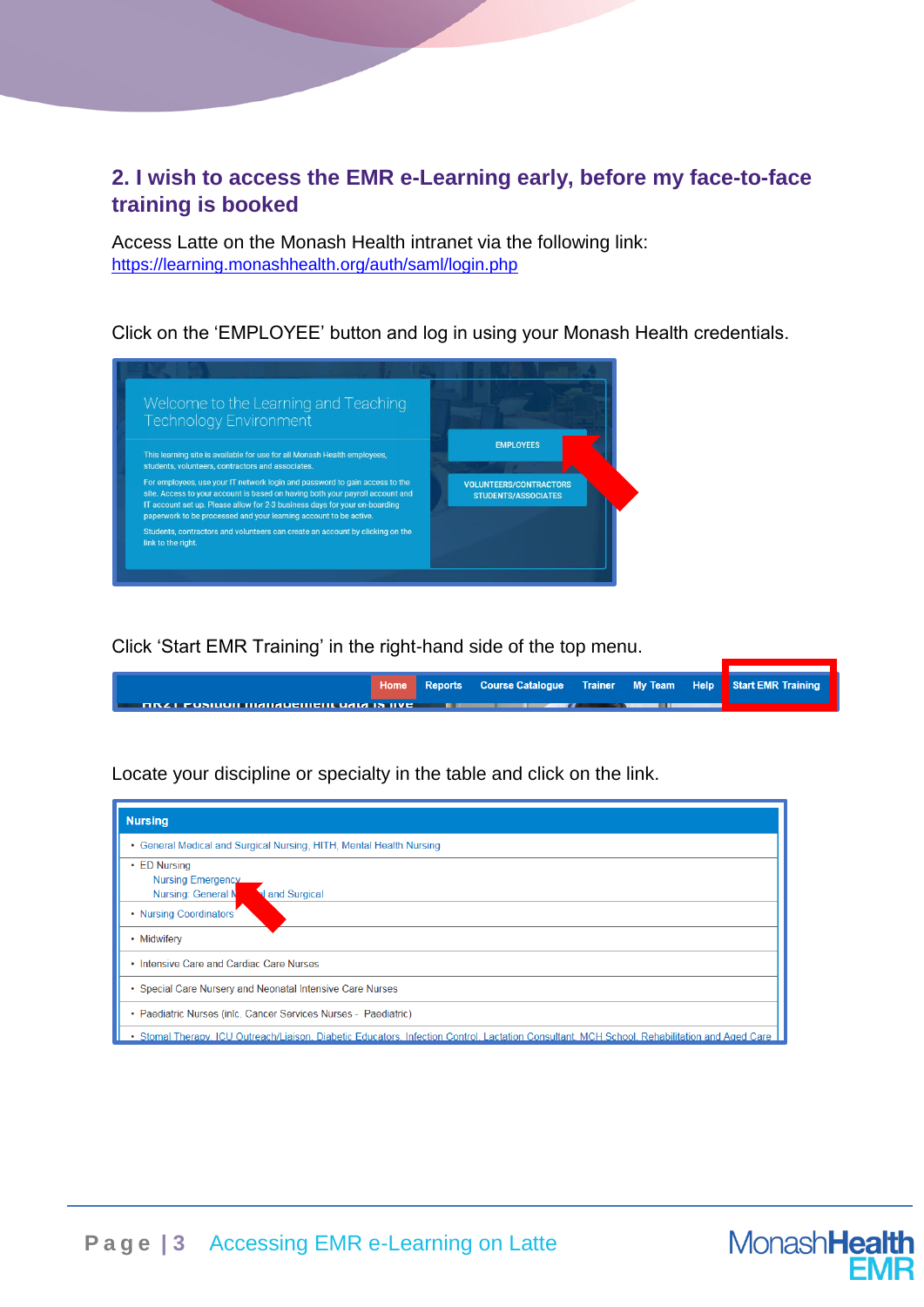## 2. I wish to access the EMR e-Learning early, before my face-to-face training is booked

Access Latte on the Monash Health intranet via the following link:
https://learning.monashhealth.org/auth/saml/login.php

Click on the 'EMPLOYEE' button and log in using your Monash Health credentials.

Click 'Start EMR Training' in the right-hand side of the top menu.

Locate your discipline or specialty in the table and click on the link.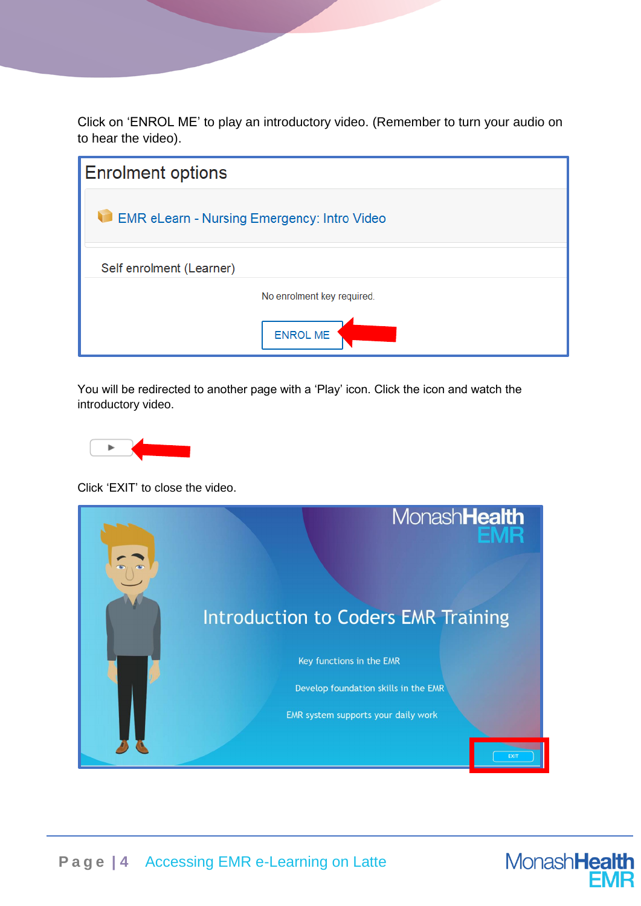Click on ‘ENROL ME’ to play an introductory video. (Remember to turn your audio on to hear the video).

Enrolment options

EMR eLearn - Nursing Emergency: Intro Video

Self enrolment (Learner)

No enrolment key required.

ENROL ME

You will be redirected to another page with a ‘Play’ icon. Click the icon and watch the introductory video.

Click ‘EXIT’ to close the video.

MonashHealth EMR

Introduction to Coders EMR Training

Key functions in the EMR

Develop foundation skills in the EMR

EMR system supports your daily work

EXIT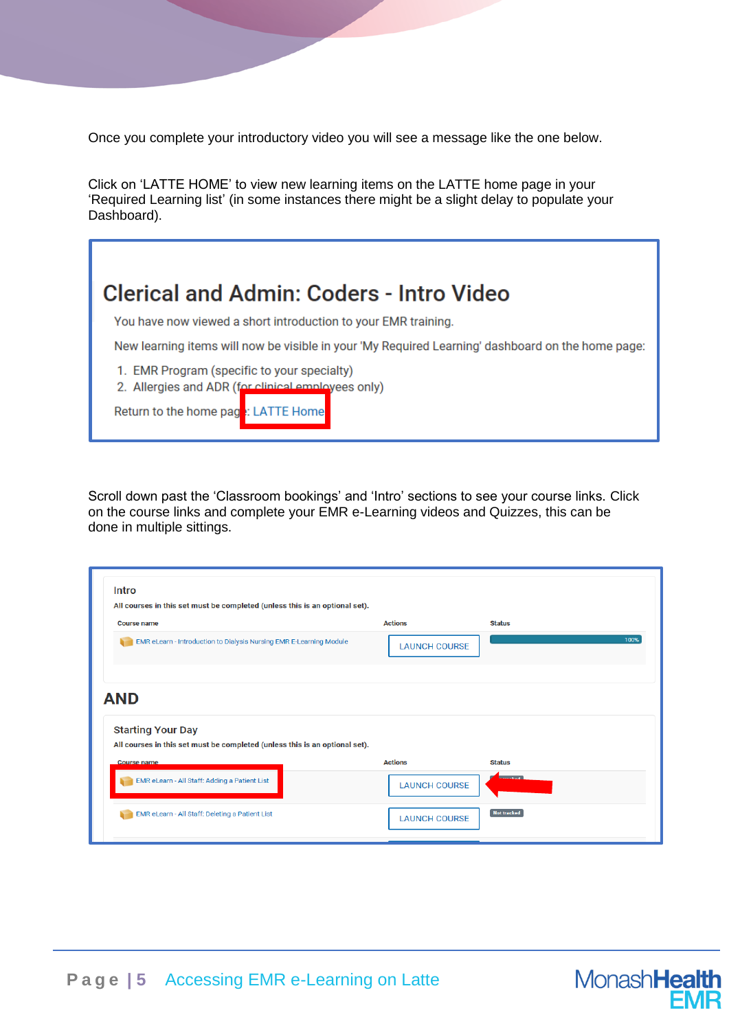Once you complete your introductory video you will see a message like the one below.

Click on 'LATTE HOME' to view new learning items on the LATTE home page in your 'Required Learning list' (in some instances there might be a slight delay to populate your Dashboard).

## Clerical and Admin: Coders - Intro Video

You have now viewed a short introduction to your EMR training.

New learning items will now be visible in your 'My Required Learning' dashboard on the home page:

1. EMR Program (specific to your specialty)
2. Allergies and ADR (for clinical employees only)

Return to the home page: LATTE Home

Scroll down past the 'Classroom bookings' and 'Intro' sections to see your course links. Click on the course links and complete your EMR e-Learning videos and Quizzes, this can be done in multiple sittings.

**Intro**

All courses in this set must be completed (unless this is an optional set).

| Course name | Actions | Status |
|---|---|---|
| EMR eLearn - Introduction to Dialysis Nursing EMR E-Learning Module | LAUNCH COURSE | 100% |

**AND**

**Starting Your Day**

All courses in this set must be completed (unless this is an optional set).

| Course name | Actions | Status |
|---|---|---|
| EMR eLearn - All Staff: Adding a Patient List | LAUNCH COURSE | |
| EMR eLearn - All Staff: Deleting a Patient List | LAUNCH COURSE | Not tracked |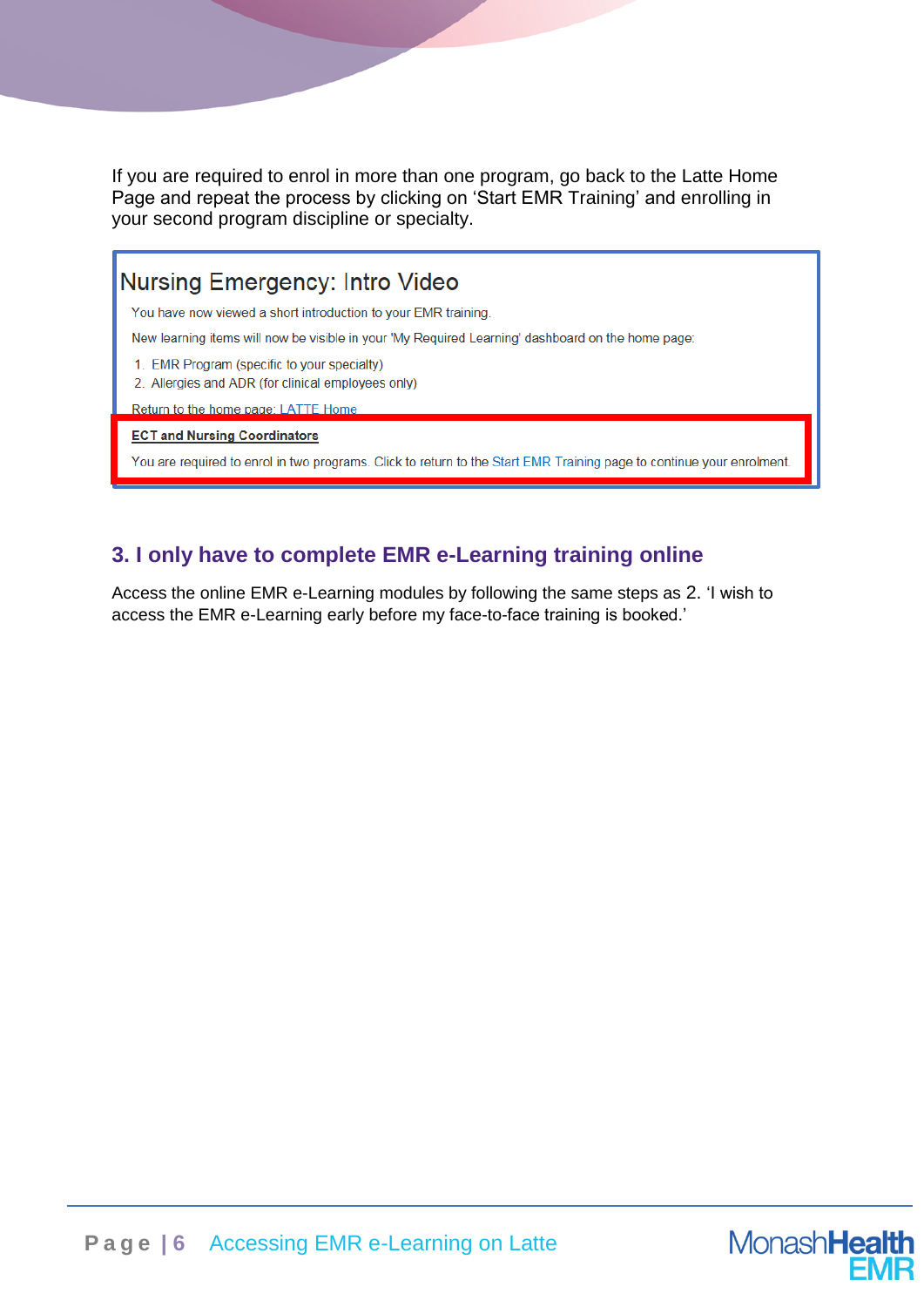If you are required to enrol in more than one program, go back to the Latte Home Page and repeat the process by clicking on 'Start EMR Training' and enrolling in your second program discipline or specialty.

Nursing Emergency: Intro Video

You have now viewed a short introduction to your EMR training.

New learning items will now be visible in your 'My Required Learning' dashboard on the home page:

1. EMR Program (specific to your specialty)
2. Allergies and ADR (for clinical employees only)

Return to the home page: LATTE Home

**ECT and Nursing Coordinators**

You are required to enrol in two programs. Click to return to the Start EMR Training page to continue your enrolment.

## 3. I only have to complete EMR e-Learning training online

Access the online EMR e-Learning modules by following the same steps as 2. 'I wish to access the EMR e-Learning early before my face-to-face training is booked.'